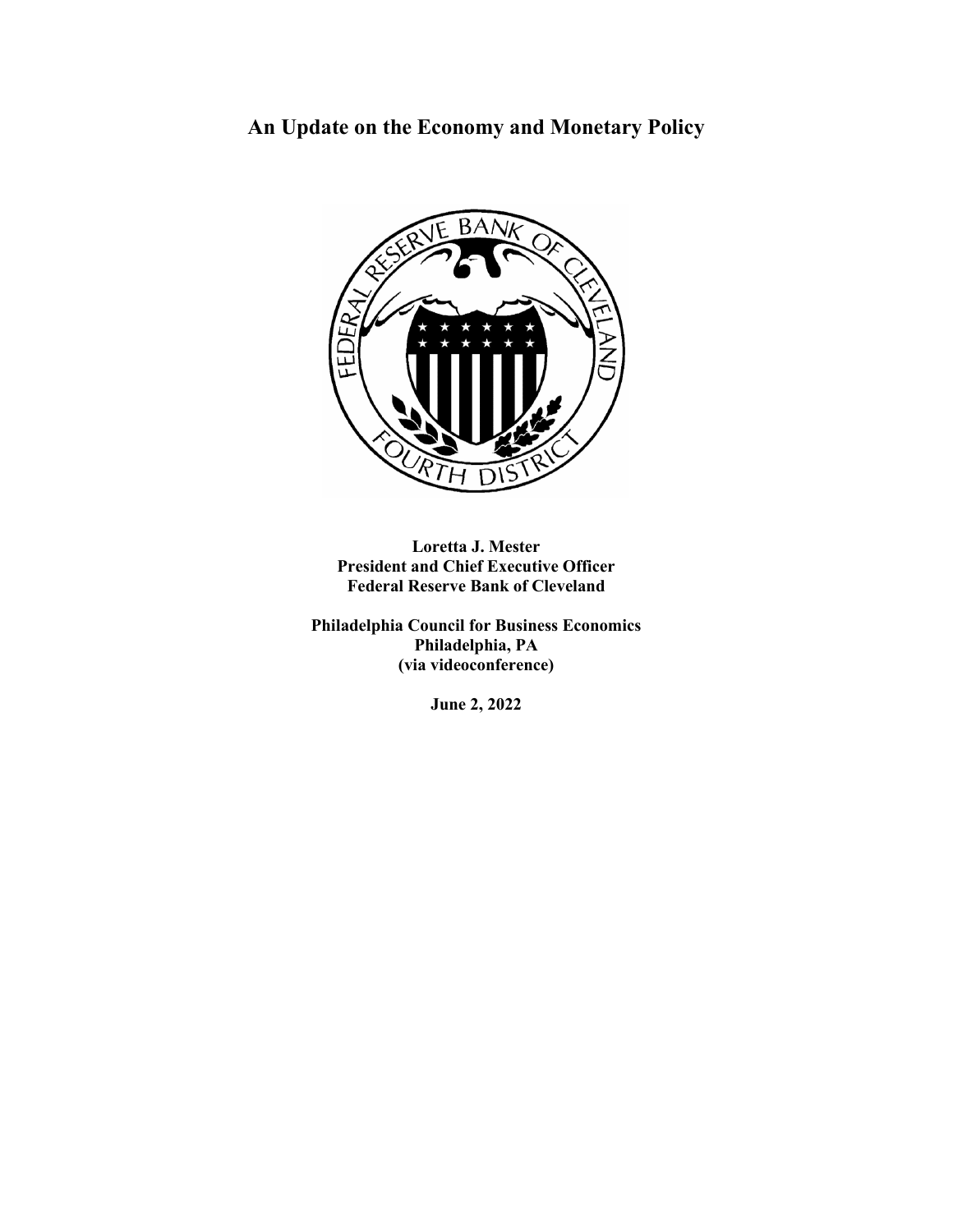# An Update on the Economy and Monetary Policy

**Loretta J. Mester**
**President and Chief Executive Officer**
**Federal Reserve Bank of Cleveland**

**Philadelphia Council for Business Economics**
**Philadelphia, PA**
**(via videoconference)**

**June 2, 2022**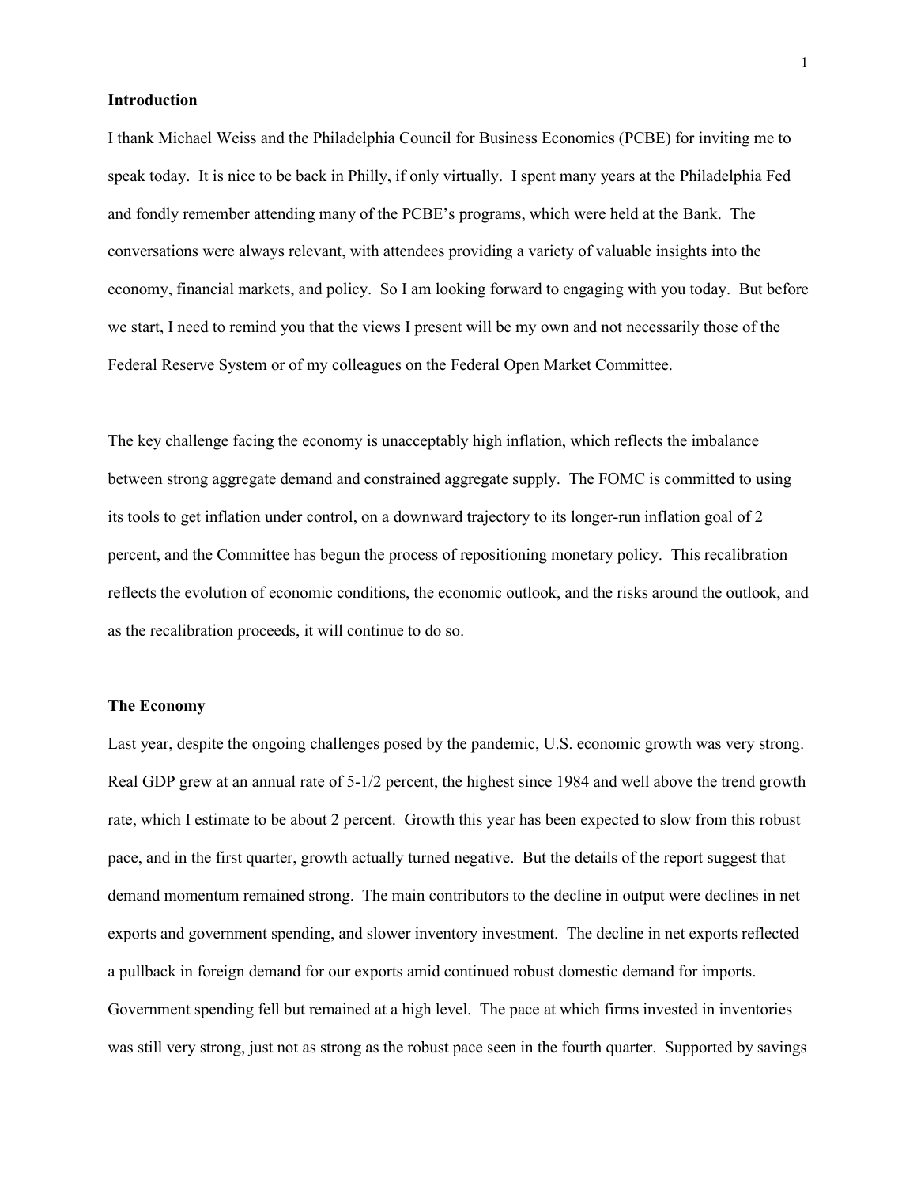## Introduction

I thank Michael Weiss and the Philadelphia Council for Business Economics (PCBE) for inviting me to speak today. It is nice to be back in Philly, if only virtually. I spent many years at the Philadelphia Fed and fondly remember attending many of the PCBE's programs, which were held at the Bank. The conversations were always relevant, with attendees providing a variety of valuable insights into the economy, financial markets, and policy. So I am looking forward to engaging with you today. But before we start, I need to remind you that the views I present will be my own and not necessarily those of the Federal Reserve System or of my colleagues on the Federal Open Market Committee.

The key challenge facing the economy is unacceptably high inflation, which reflects the imbalance between strong aggregate demand and constrained aggregate supply. The FOMC is committed to using its tools to get inflation under control, on a downward trajectory to its longer-run inflation goal of 2 percent, and the Committee has begun the process of repositioning monetary policy. This recalibration reflects the evolution of economic conditions, the economic outlook, and the risks around the outlook, and as the recalibration proceeds, it will continue to do so.

## The Economy

Last year, despite the ongoing challenges posed by the pandemic, U.S. economic growth was very strong. Real GDP grew at an annual rate of 5-1/2 percent, the highest since 1984 and well above the trend growth rate, which I estimate to be about 2 percent. Growth this year has been expected to slow from this robust pace, and in the first quarter, growth actually turned negative. But the details of the report suggest that demand momentum remained strong. The main contributors to the decline in output were declines in net exports and government spending, and slower inventory investment. The decline in net exports reflected a pullback in foreign demand for our exports amid continued robust domestic demand for imports. Government spending fell but remained at a high level. The pace at which firms invested in inventories was still very strong, just not as strong as the robust pace seen in the fourth quarter. Supported by savings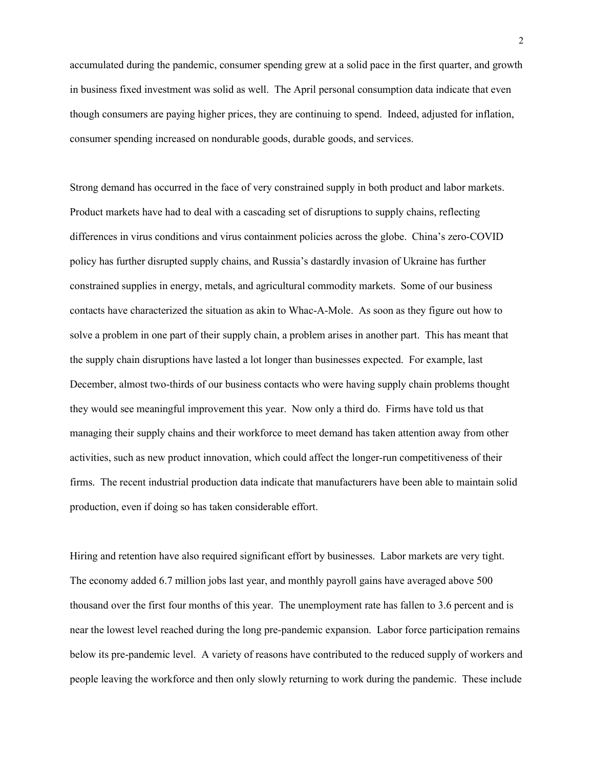accumulated during the pandemic, consumer spending grew at a solid pace in the first quarter, and growth in business fixed investment was solid as well. The April personal consumption data indicate that even though consumers are paying higher prices, they are continuing to spend. Indeed, adjusted for inflation, consumer spending increased on nondurable goods, durable goods, and services.

Strong demand has occurred in the face of very constrained supply in both product and labor markets. Product markets have had to deal with a cascading set of disruptions to supply chains, reflecting differences in virus conditions and virus containment policies across the globe. China's zero-COVID policy has further disrupted supply chains, and Russia's dastardly invasion of Ukraine has further constrained supplies in energy, metals, and agricultural commodity markets. Some of our business contacts have characterized the situation as akin to Whac-A-Mole. As soon as they figure out how to solve a problem in one part of their supply chain, a problem arises in another part. This has meant that the supply chain disruptions have lasted a lot longer than businesses expected. For example, last December, almost two-thirds of our business contacts who were having supply chain problems thought they would see meaningful improvement this year. Now only a third do. Firms have told us that managing their supply chains and their workforce to meet demand has taken attention away from other activities, such as new product innovation, which could affect the longer-run competitiveness of their firms. The recent industrial production data indicate that manufacturers have been able to maintain solid production, even if doing so has taken considerable effort.

Hiring and retention have also required significant effort by businesses. Labor markets are very tight. The economy added 6.7 million jobs last year, and monthly payroll gains have averaged above 500 thousand over the first four months of this year. The unemployment rate has fallen to 3.6 percent and is near the lowest level reached during the long pre-pandemic expansion. Labor force participation remains below its pre-pandemic level. A variety of reasons have contributed to the reduced supply of workers and people leaving the workforce and then only slowly returning to work during the pandemic. These include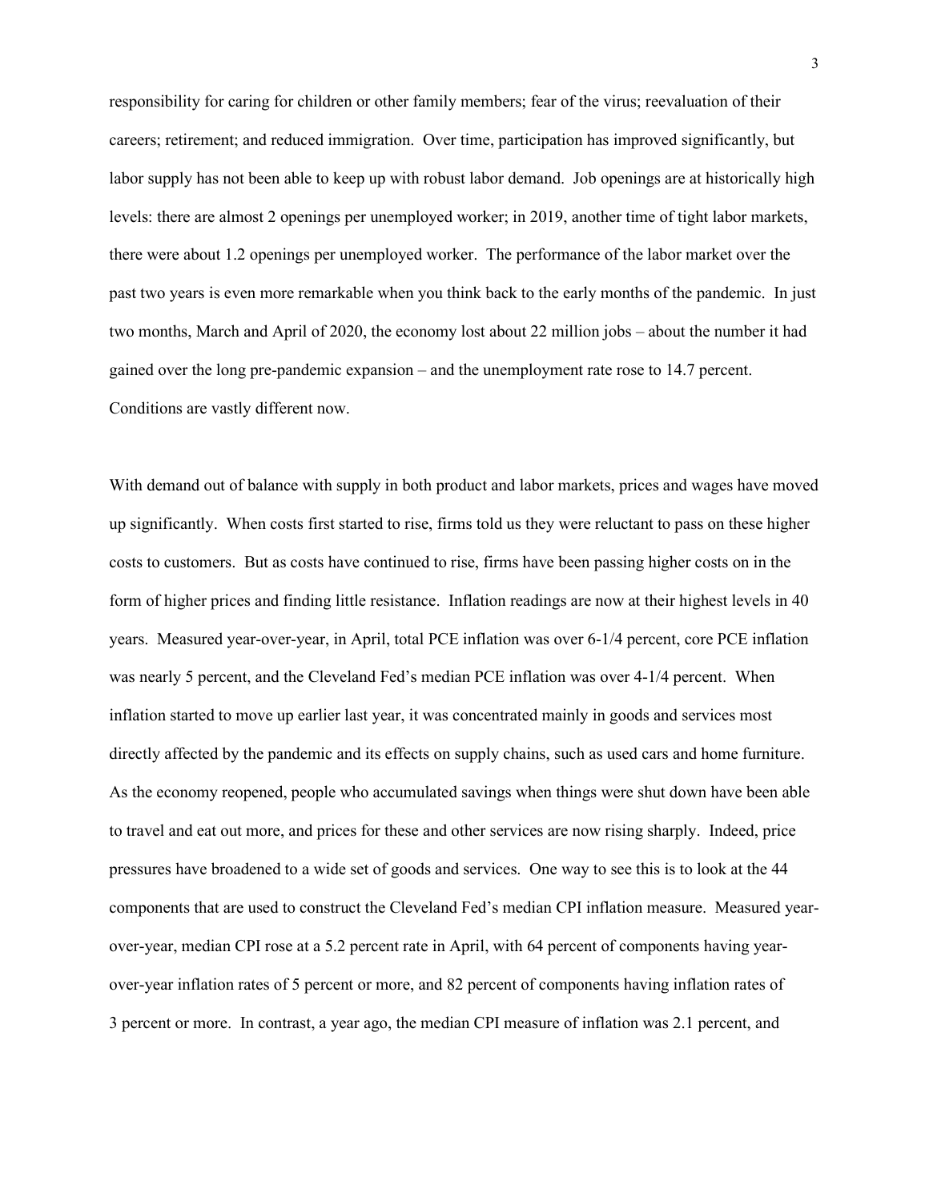responsibility for caring for children or other family members; fear of the virus; reevaluation of their careers; retirement; and reduced immigration. Over time, participation has improved significantly, but labor supply has not been able to keep up with robust labor demand. Job openings are at historically high levels: there are almost 2 openings per unemployed worker; in 2019, another time of tight labor markets, there were about 1.2 openings per unemployed worker. The performance of the labor market over the past two years is even more remarkable when you think back to the early months of the pandemic. In just two months, March and April of 2020, the economy lost about 22 million jobs – about the number it had gained over the long pre-pandemic expansion – and the unemployment rate rose to 14.7 percent. Conditions are vastly different now.

With demand out of balance with supply in both product and labor markets, prices and wages have moved up significantly. When costs first started to rise, firms told us they were reluctant to pass on these higher costs to customers. But as costs have continued to rise, firms have been passing higher costs on in the form of higher prices and finding little resistance. Inflation readings are now at their highest levels in 40 years. Measured year-over-year, in April, total PCE inflation was over 6-1/4 percent, core PCE inflation was nearly 5 percent, and the Cleveland Fed's median PCE inflation was over 4-1/4 percent. When inflation started to move up earlier last year, it was concentrated mainly in goods and services most directly affected by the pandemic and its effects on supply chains, such as used cars and home furniture. As the economy reopened, people who accumulated savings when things were shut down have been able to travel and eat out more, and prices for these and other services are now rising sharply. Indeed, price pressures have broadened to a wide set of goods and services. One way to see this is to look at the 44 components that are used to construct the Cleveland Fed's median CPI inflation measure. Measured year-over-year, median CPI rose at a 5.2 percent rate in April, with 64 percent of components having year-over-year inflation rates of 5 percent or more, and 82 percent of components having inflation rates of 3 percent or more. In contrast, a year ago, the median CPI measure of inflation was 2.1 percent, and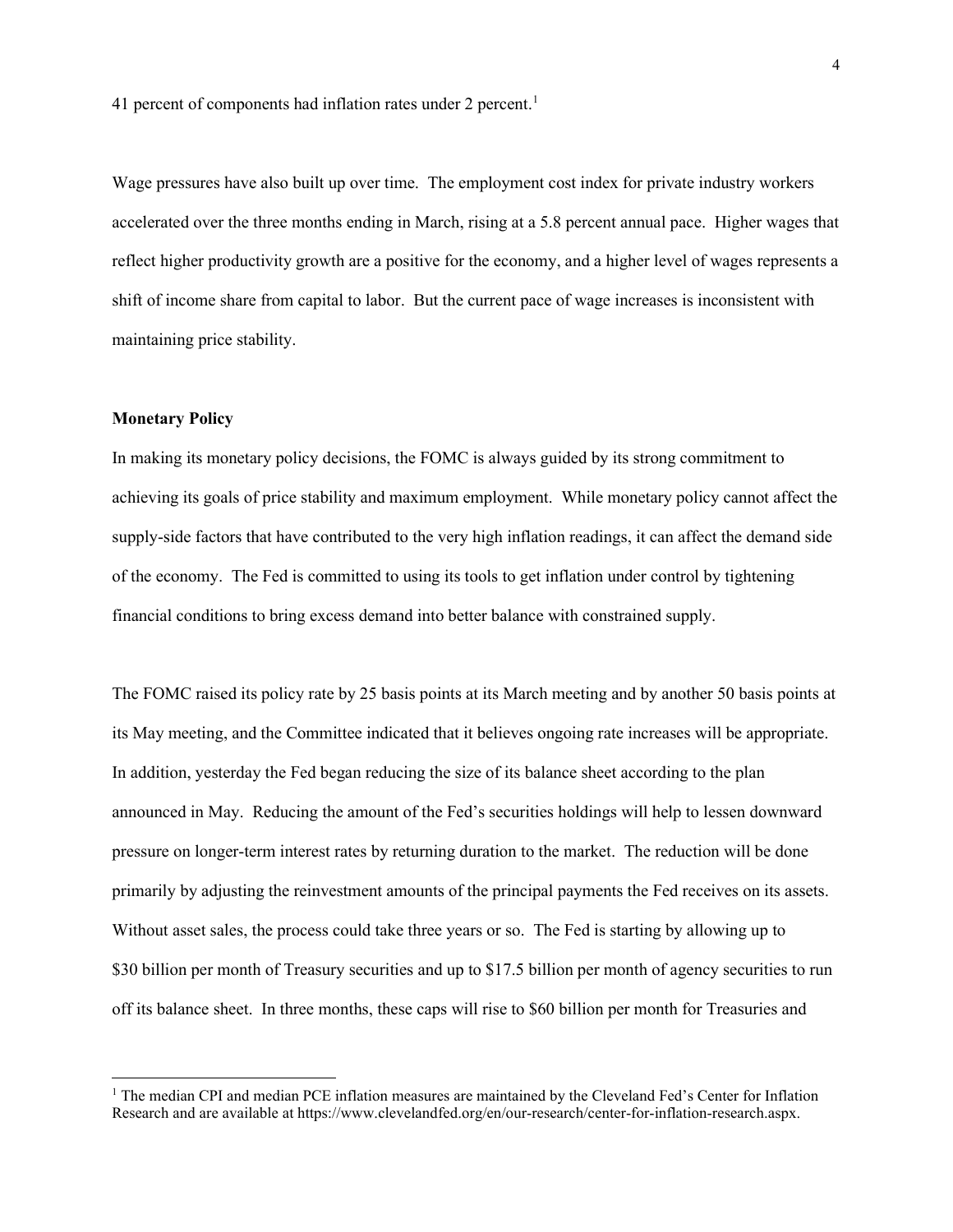41 percent of components had inflation rates under 2 percent.[1]

Wage pressures have also built up over time. The employment cost index for private industry workers accelerated over the three months ending in March, rising at a 5.8 percent annual pace. Higher wages that reflect higher productivity growth are a positive for the economy, and a higher level of wages represents a shift of income share from capital to labor. But the current pace of wage increases is inconsistent with maintaining price stability.

**Monetary Policy**

In making its monetary policy decisions, the FOMC is always guided by its strong commitment to achieving its goals of price stability and maximum employment. While monetary policy cannot affect the supply-side factors that have contributed to the very high inflation readings, it can affect the demand side of the economy. The Fed is committed to using its tools to get inflation under control by tightening financial conditions to bring excess demand into better balance with constrained supply.

The FOMC raised its policy rate by 25 basis points at its March meeting and by another 50 basis points at its May meeting, and the Committee indicated that it believes ongoing rate increases will be appropriate. In addition, yesterday the Fed began reducing the size of its balance sheet according to the plan announced in May. Reducing the amount of the Fed's securities holdings will help to lessen downward pressure on longer-term interest rates by returning duration to the market. The reduction will be done primarily by adjusting the reinvestment amounts of the principal payments the Fed receives on its assets. Without asset sales, the process could take three years or so. The Fed is starting by allowing up to $30 billion per month of Treasury securities and up to $17.5 billion per month of agency securities to run off its balance sheet. In three months, these caps will rise to $60 billion per month for Treasuries and

[1] The median CPI and median PCE inflation measures are maintained by the Cleveland Fed's Center for Inflation Research and are available at https://www.clevelandfed.org/en/our-research/center-for-inflation-research.aspx.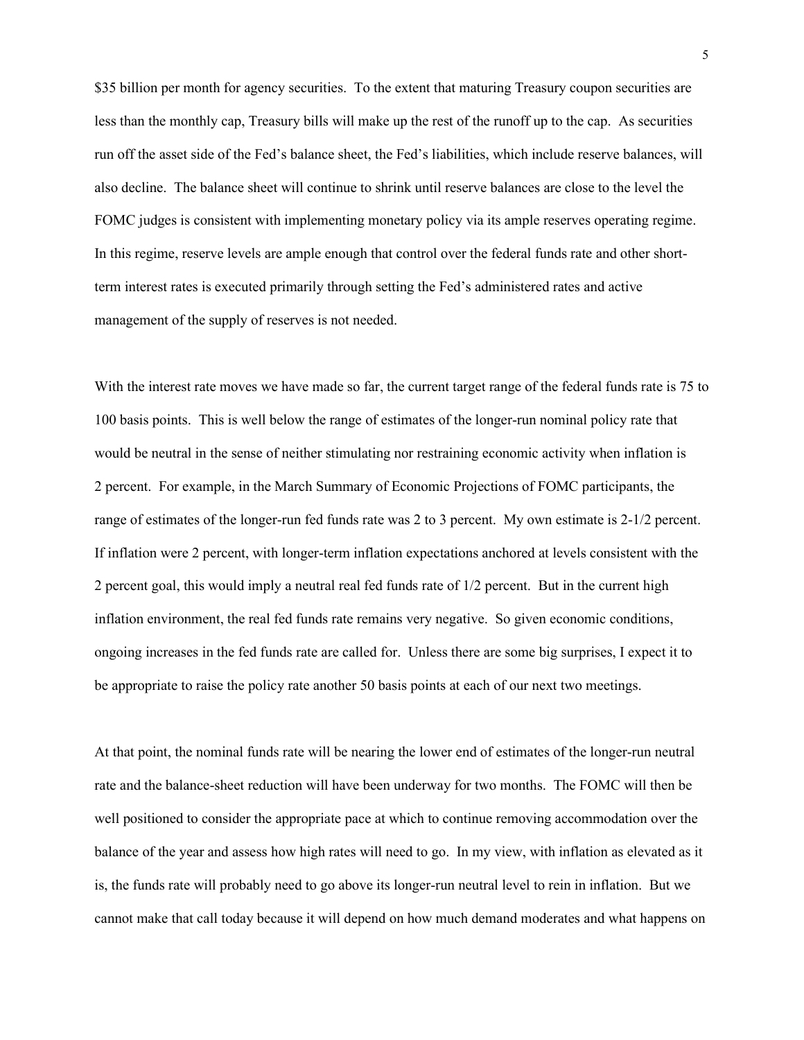$35 billion per month for agency securities. To the extent that maturing Treasury coupon securities are less than the monthly cap, Treasury bills will make up the rest of the runoff up to the cap. As securities run off the asset side of the Fed's balance sheet, the Fed's liabilities, which include reserve balances, will also decline. The balance sheet will continue to shrink until reserve balances are close to the level the FOMC judges is consistent with implementing monetary policy via its ample reserves operating regime. In this regime, reserve levels are ample enough that control over the federal funds rate and other short-term interest rates is executed primarily through setting the Fed's administered rates and active management of the supply of reserves is not needed.

With the interest rate moves we have made so far, the current target range of the federal funds rate is 75 to 100 basis points. This is well below the range of estimates of the longer-run nominal policy rate that would be neutral in the sense of neither stimulating nor restraining economic activity when inflation is 2 percent. For example, in the March Summary of Economic Projections of FOMC participants, the range of estimates of the longer-run fed funds rate was 2 to 3 percent. My own estimate is 2-1/2 percent. If inflation were 2 percent, with longer-term inflation expectations anchored at levels consistent with the 2 percent goal, this would imply a neutral real fed funds rate of 1/2 percent. But in the current high inflation environment, the real fed funds rate remains very negative. So given economic conditions, ongoing increases in the fed funds rate are called for. Unless there are some big surprises, I expect it to be appropriate to raise the policy rate another 50 basis points at each of our next two meetings.

At that point, the nominal funds rate will be nearing the lower end of estimates of the longer-run neutral rate and the balance-sheet reduction will have been underway for two months. The FOMC will then be well positioned to consider the appropriate pace at which to continue removing accommodation over the balance of the year and assess how high rates will need to go. In my view, with inflation as elevated as it is, the funds rate will probably need to go above its longer-run neutral level to rein in inflation. But we cannot make that call today because it will depend on how much demand moderates and what happens on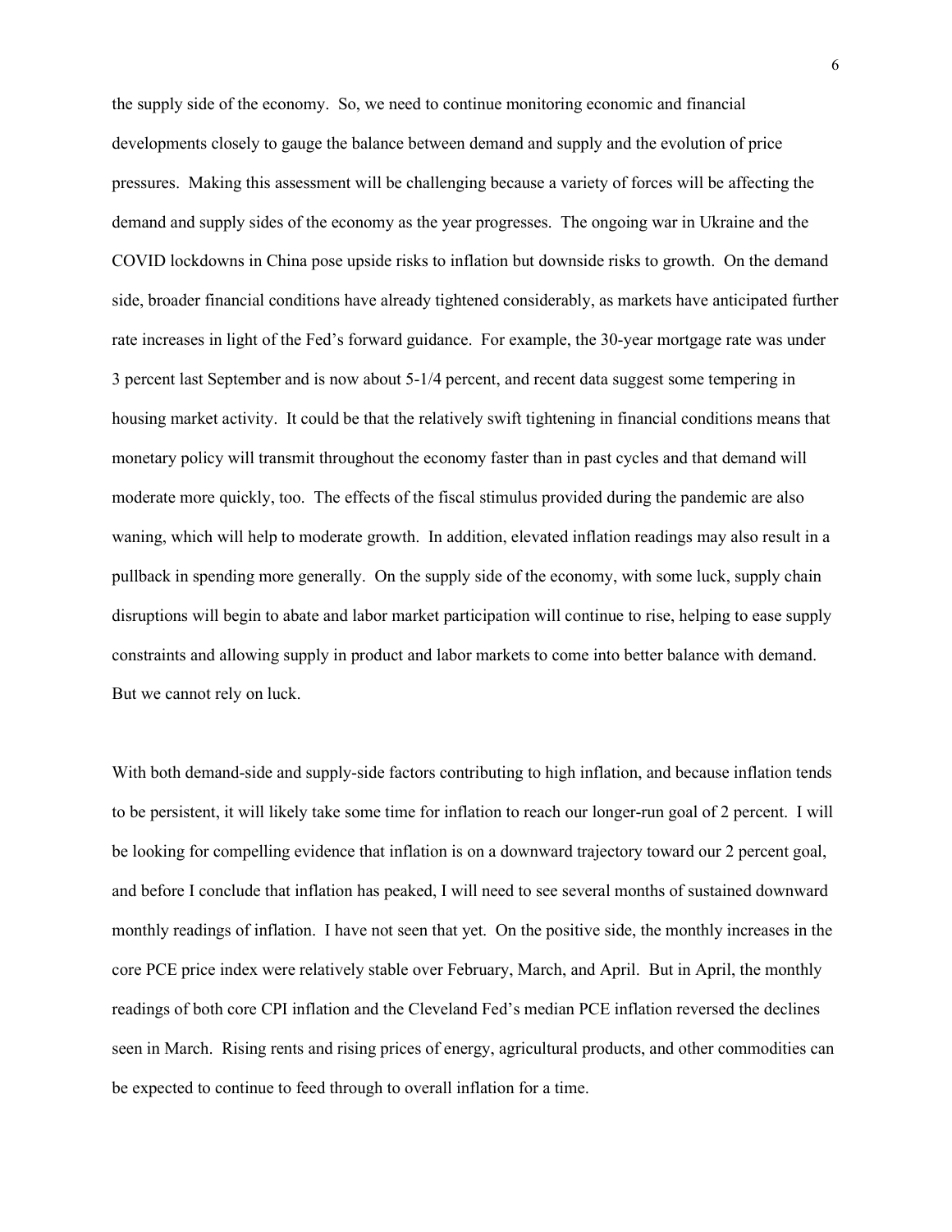the supply side of the economy. So, we need to continue monitoring economic and financial developments closely to gauge the balance between demand and supply and the evolution of price pressures. Making this assessment will be challenging because a variety of forces will be affecting the demand and supply sides of the economy as the year progresses. The ongoing war in Ukraine and the COVID lockdowns in China pose upside risks to inflation but downside risks to growth. On the demand side, broader financial conditions have already tightened considerably, as markets have anticipated further rate increases in light of the Fed's forward guidance. For example, the 30-year mortgage rate was under 3 percent last September and is now about 5-1/4 percent, and recent data suggest some tempering in housing market activity. It could be that the relatively swift tightening in financial conditions means that monetary policy will transmit throughout the economy faster than in past cycles and that demand will moderate more quickly, too. The effects of the fiscal stimulus provided during the pandemic are also waning, which will help to moderate growth. In addition, elevated inflation readings may also result in a pullback in spending more generally. On the supply side of the economy, with some luck, supply chain disruptions will begin to abate and labor market participation will continue to rise, helping to ease supply constraints and allowing supply in product and labor markets to come into better balance with demand. But we cannot rely on luck.

With both demand-side and supply-side factors contributing to high inflation, and because inflation tends to be persistent, it will likely take some time for inflation to reach our longer-run goal of 2 percent. I will be looking for compelling evidence that inflation is on a downward trajectory toward our 2 percent goal, and before I conclude that inflation has peaked, I will need to see several months of sustained downward monthly readings of inflation. I have not seen that yet. On the positive side, the monthly increases in the core PCE price index were relatively stable over February, March, and April. But in April, the monthly readings of both core CPI inflation and the Cleveland Fed's median PCE inflation reversed the declines seen in March. Rising rents and rising prices of energy, agricultural products, and other commodities can be expected to continue to feed through to overall inflation for a time.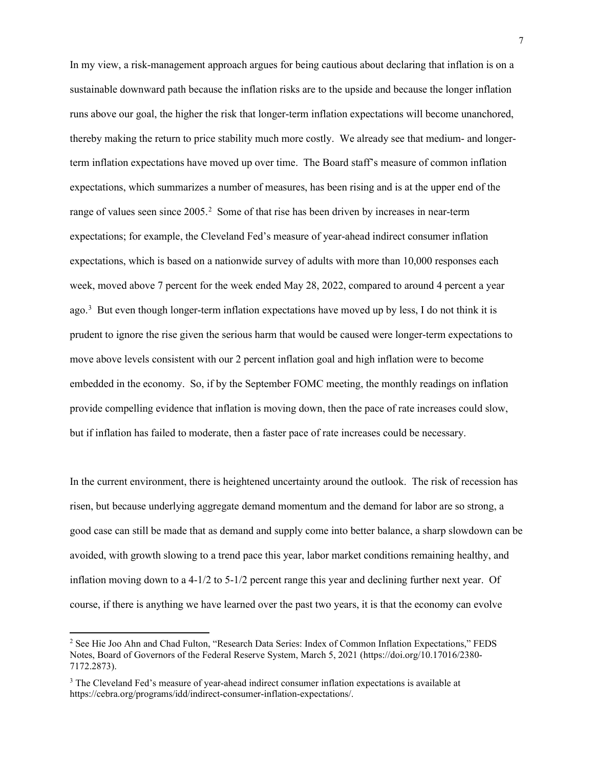In my view, a risk-management approach argues for being cautious about declaring that inflation is on a sustainable downward path because the inflation risks are to the upside and because the longer inflation runs above our goal, the higher the risk that longer-term inflation expectations will become unanchored, thereby making the return to price stability much more costly. We already see that medium- and longer-term inflation expectations have moved up over time. The Board staff's measure of common inflation expectations, which summarizes a number of measures, has been rising and is at the upper end of the range of values seen since 2005.[2] Some of that rise has been driven by increases in near-term expectations; for example, the Cleveland Fed's measure of year-ahead indirect consumer inflation expectations, which is based on a nationwide survey of adults with more than 10,000 responses each week, moved above 7 percent for the week ended May 28, 2022, compared to around 4 percent a year ago.[3] But even though longer-term inflation expectations have moved up by less, I do not think it is prudent to ignore the rise given the serious harm that would be caused were longer-term expectations to move above levels consistent with our 2 percent inflation goal and high inflation were to become embedded in the economy. So, if by the September FOMC meeting, the monthly readings on inflation provide compelling evidence that inflation is moving down, then the pace of rate increases could slow, but if inflation has failed to moderate, then a faster pace of rate increases could be necessary.

In the current environment, there is heightened uncertainty around the outlook. The risk of recession has risen, but because underlying aggregate demand momentum and the demand for labor are so strong, a good case can still be made that as demand and supply come into better balance, a sharp slowdown can be avoided, with growth slowing to a trend pace this year, labor market conditions remaining healthy, and inflation moving down to a 4-1/2 to 5-1/2 percent range this year and declining further next year. Of course, if there is anything we have learned over the past two years, it is that the economy can evolve

---

[2] See Hie Joo Ahn and Chad Fulton, "Research Data Series: Index of Common Inflation Expectations," FEDS Notes, Board of Governors of the Federal Reserve System, March 5, 2021 (https://doi.org/10.17016/2380-7172.2873).

[3] The Cleveland Fed's measure of year-ahead indirect consumer inflation expectations is available at https://cebra.org/programs/idd/indirect-consumer-inflation-expectations/.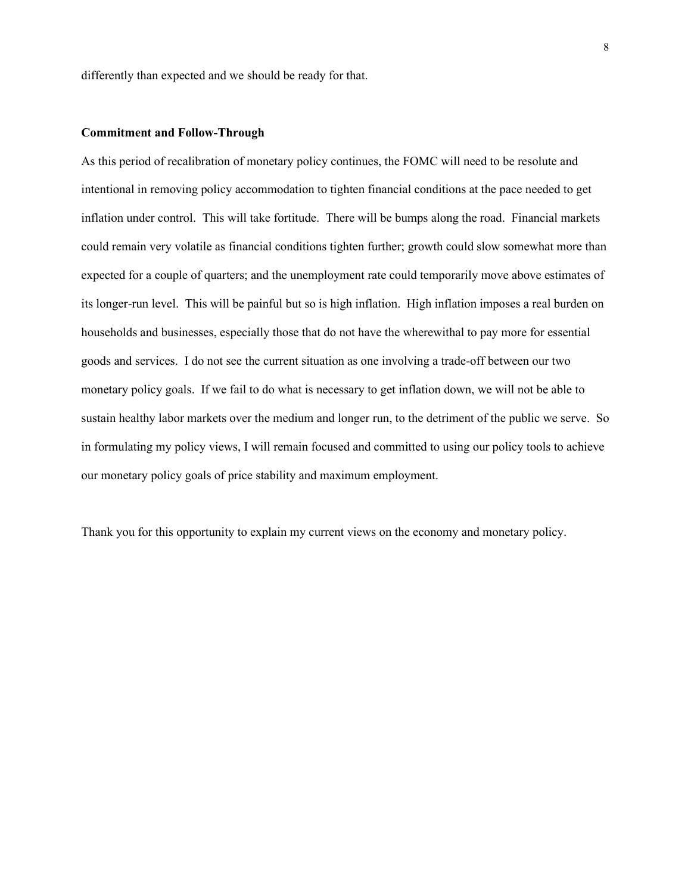differently than expected and we should be ready for that.

**Commitment and Follow-Through**

As this period of recalibration of monetary policy continues, the FOMC will need to be resolute and intentional in removing policy accommodation to tighten financial conditions at the pace needed to get inflation under control. This will take fortitude. There will be bumps along the road. Financial markets could remain very volatile as financial conditions tighten further; growth could slow somewhat more than expected for a couple of quarters; and the unemployment rate could temporarily move above estimates of its longer-run level. This will be painful but so is high inflation. High inflation imposes a real burden on households and businesses, especially those that do not have the wherewithal to pay more for essential goods and services. I do not see the current situation as one involving a trade-off between our two monetary policy goals. If we fail to do what is necessary to get inflation down, we will not be able to sustain healthy labor markets over the medium and longer run, to the detriment of the public we serve. So in formulating my policy views, I will remain focused and committed to using our policy tools to achieve our monetary policy goals of price stability and maximum employment.

Thank you for this opportunity to explain my current views on the economy and monetary policy.